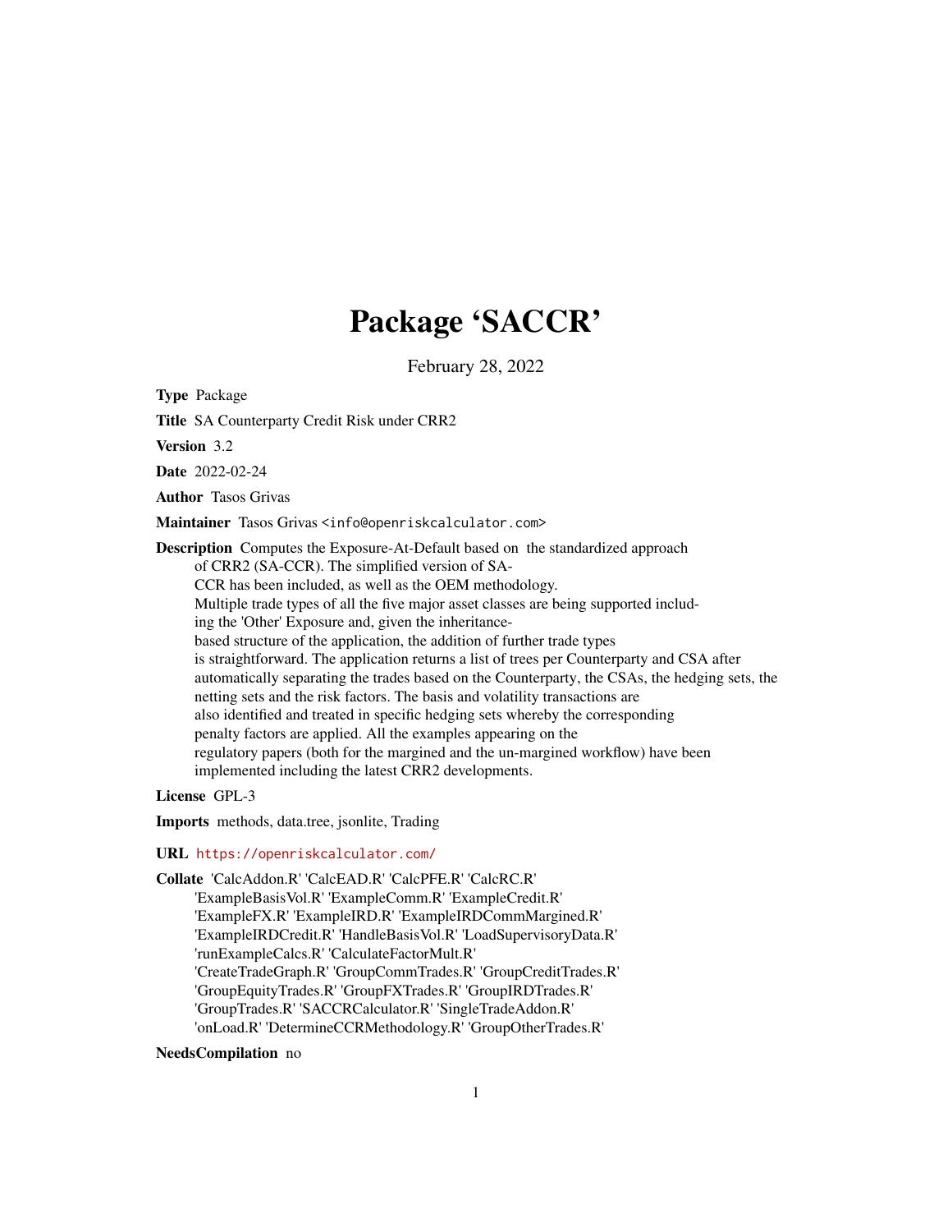# Package 'SACCR'

February 28, 2022

**Type** Package

**Title** SA Counterparty Credit Risk under CRR2

**Version** 3.2

**Date** 2022-02-24

**Author** Tasos Grivas

**Maintainer** Tasos Grivas <info@openriskcalculator.com>

**Description** Computes the Exposure-At-Default based on the standardized approach of CRR2 (SA-CCR). The simplified version of SA-CCR has been included, as well as the OEM methodology. Multiple trade types of all the five major asset classes are being supported including the 'Other' Exposure and, given the inheritance-based structure of the application, the addition of further trade types is straightforward. The application returns a list of trees per Counterparty and CSA after automatically separating the trades based on the Counterparty, the CSAs, the hedging sets, the netting sets and the risk factors. The basis and volatility transactions are also identified and treated in specific hedging sets whereby the corresponding penalty factors are applied. All the examples appearing on the regulatory papers (both for the margined and the un-margined workflow) have been implemented including the latest CRR2 developments.

**License** GPL-3

**Imports** methods, data.tree, jsonlite, Trading

**URL** https://openriskcalculator.com/

**Collate** 'CalcAddon.R' 'CalcEAD.R' 'CalcPFE.R' 'CalcRC.R' 'ExampleBasisVol.R' 'ExampleComm.R' 'ExampleCredit.R' 'ExampleFX.R' 'ExampleIRD.R' 'ExampleIRDCommMargined.R' 'ExampleIRDCredit.R' 'HandleBasisVol.R' 'LoadSupervisoryData.R' 'runExampleCalcs.R' 'CalculateFactorMult.R' 'CreateTradeGraph.R' 'GroupCommTrades.R' 'GroupCreditTrades.R' 'GroupEquityTrades.R' 'GroupFXTrades.R' 'GroupIRDTrades.R' 'GroupTrades.R' 'SACCRCalculator.R' 'SingleTradeAddon.R' 'onLoad.R' 'DetermineCCRMethodology.R' 'GroupOtherTrades.R'

**NeedsCompilation** no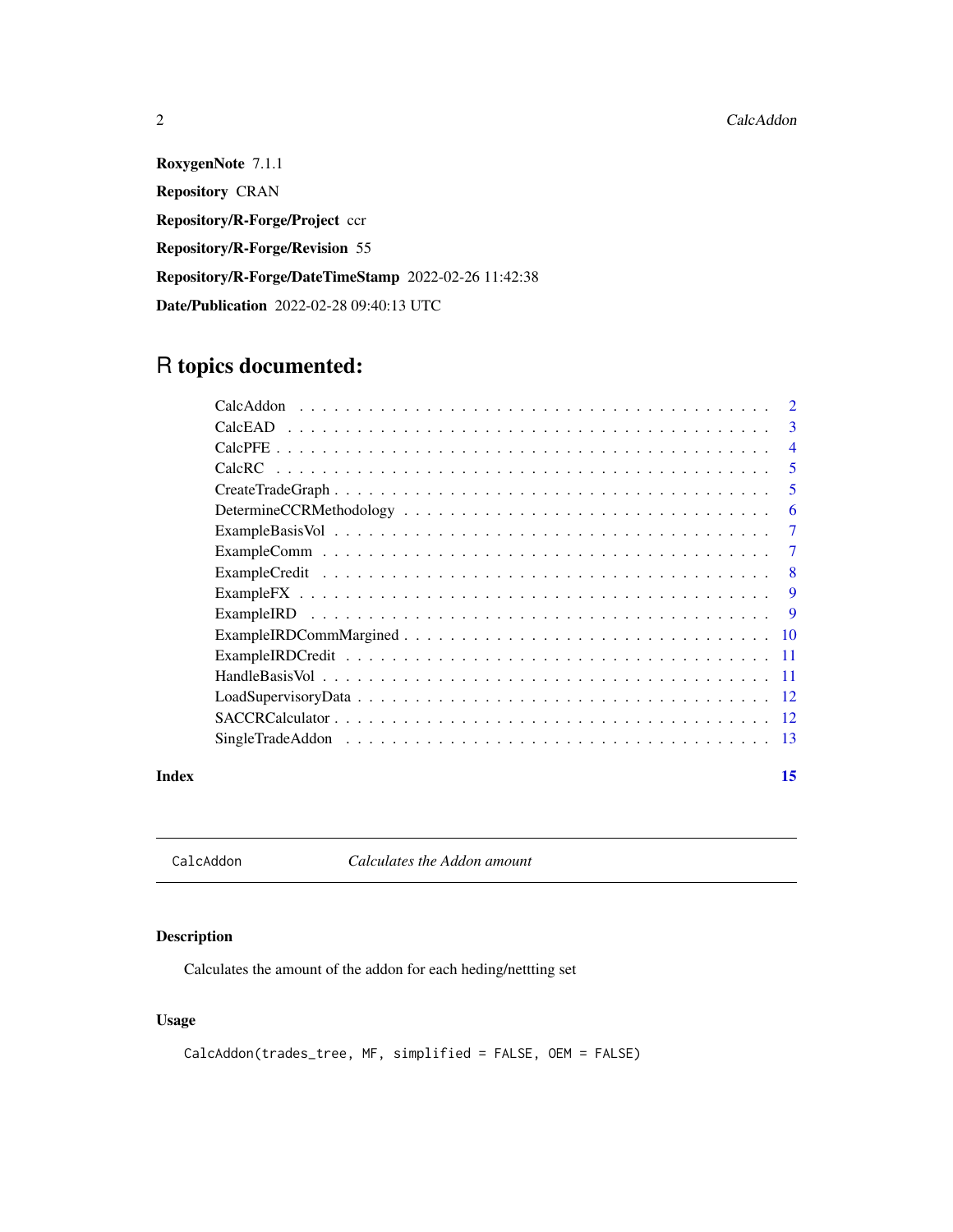**RoxygenNote** 7.1.1

**Repository** CRAN

**Repository/R-Forge/Project** ccr

**Repository/R-Forge/Revision** 55

**Repository/R-Forge/DateTimeStamp** 2022-02-26 11:42:38

**Date/Publication** 2022-02-28 09:40:13 UTC

# R topics documented:

- CalcAddon . . . . . . . . . . 2
- CalcEAD . . . . . . . . . . 3
- CalcPFE . . . . . . . . . . 4
- CalcRC . . . . . . . . . . 5
- CreateTradeGraph . . . . . . . . . . 5
- DetermineCCRMethodology . . . . . . . . . . 6
- ExampleBasisVol . . . . . . . . . . 7
- ExampleComm . . . . . . . . . . 7
- ExampleCredit . . . . . . . . . . 8
- ExampleFX . . . . . . . . . . 9
- ExampleIRD . . . . . . . . . . 9
- ExampleIRDCommMargined . . . . . . . . . . 10
- ExampleIRDCredit . . . . . . . . . . 11
- HandleBasisVol . . . . . . . . . . 11
- LoadSupervisoryData . . . . . . . . . . 12
- SACCRCalculator . . . . . . . . . . 12
- SingleTradeAddon . . . . . . . . . . 13

**Index** **15**

---

`CalcAddon` *Calculates the Addon amount*

---

## Description

Calculates the amount of the addon for each heding/nettting set

## Usage

```
CalcAddon(trades_tree, MF, simplified = FALSE, OEM = FALSE)
```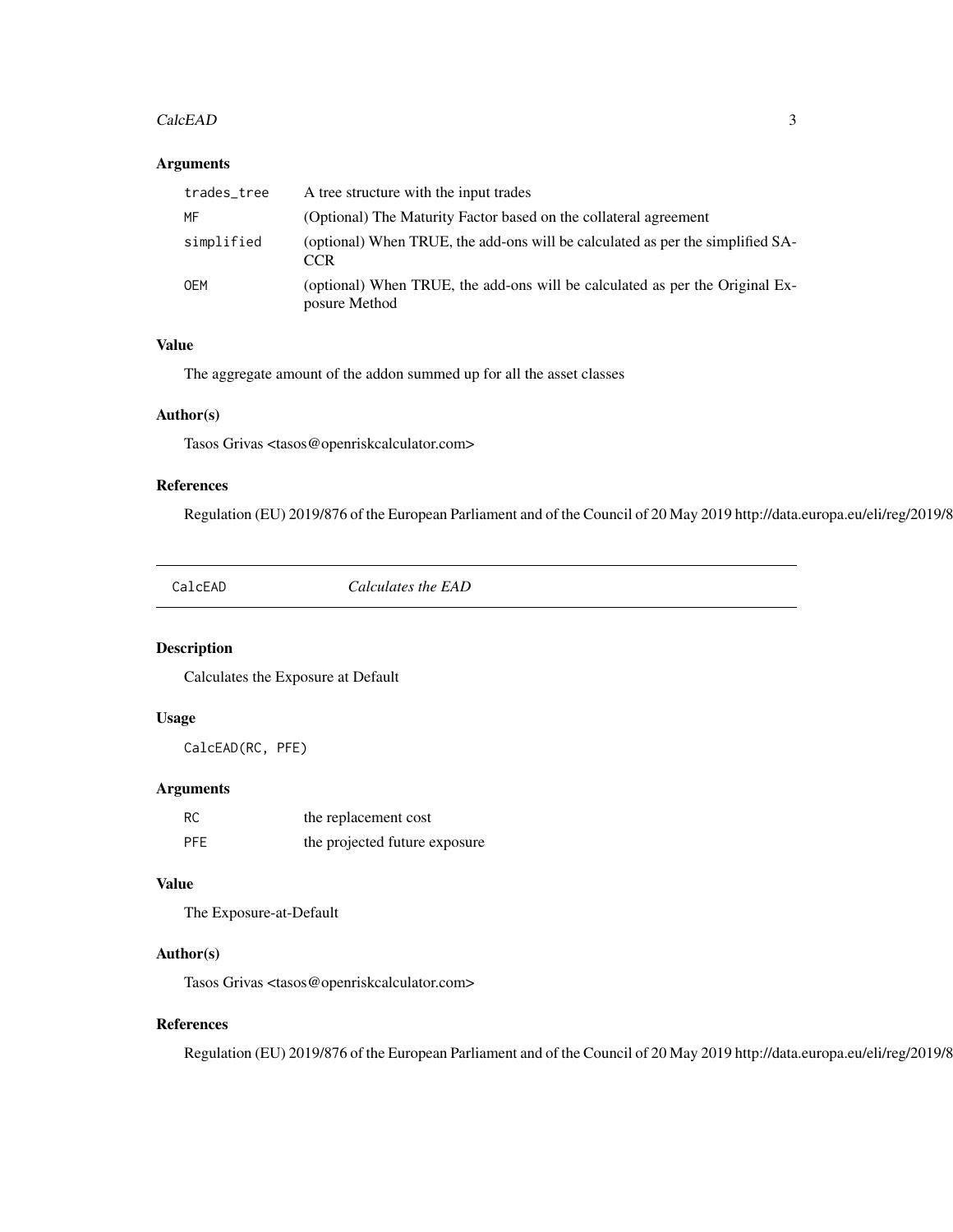### Arguments

| | |
|---|---|
| `trades_tree` | A tree structure with the input trades |
| `MF` | (Optional) The Maturity Factor based on the collateral agreement |
| `simplified` | (optional) When TRUE, the add-ons will be calculated as per the simplified SA-CCR |
| `OEM` | (optional) When TRUE, the add-ons will be calculated as per the Original Exposure Method |

### Value

The aggregate amount of the addon summed up for all the asset classes

### Author(s)

Tasos Grivas <tasos@openriskcalculator.com>

### References

Regulation (EU) 2019/876 of the European Parliament and of the Council of 20 May 2019 http://data.europa.eu/eli/reg/2019/8

---

## `CalcEAD` *Calculates the EAD*

---

### Description

Calculates the Exposure at Default

### Usage

```
CalcEAD(RC, PFE)
```

### Arguments

| | |
|---|---|
| `RC` | the replacement cost |
| `PFE` | the projected future exposure |

### Value

The Exposure-at-Default

### Author(s)

Tasos Grivas <tasos@openriskcalculator.com>

### References

Regulation (EU) 2019/876 of the European Parliament and of the Council of 20 May 2019 http://data.europa.eu/eli/reg/2019/8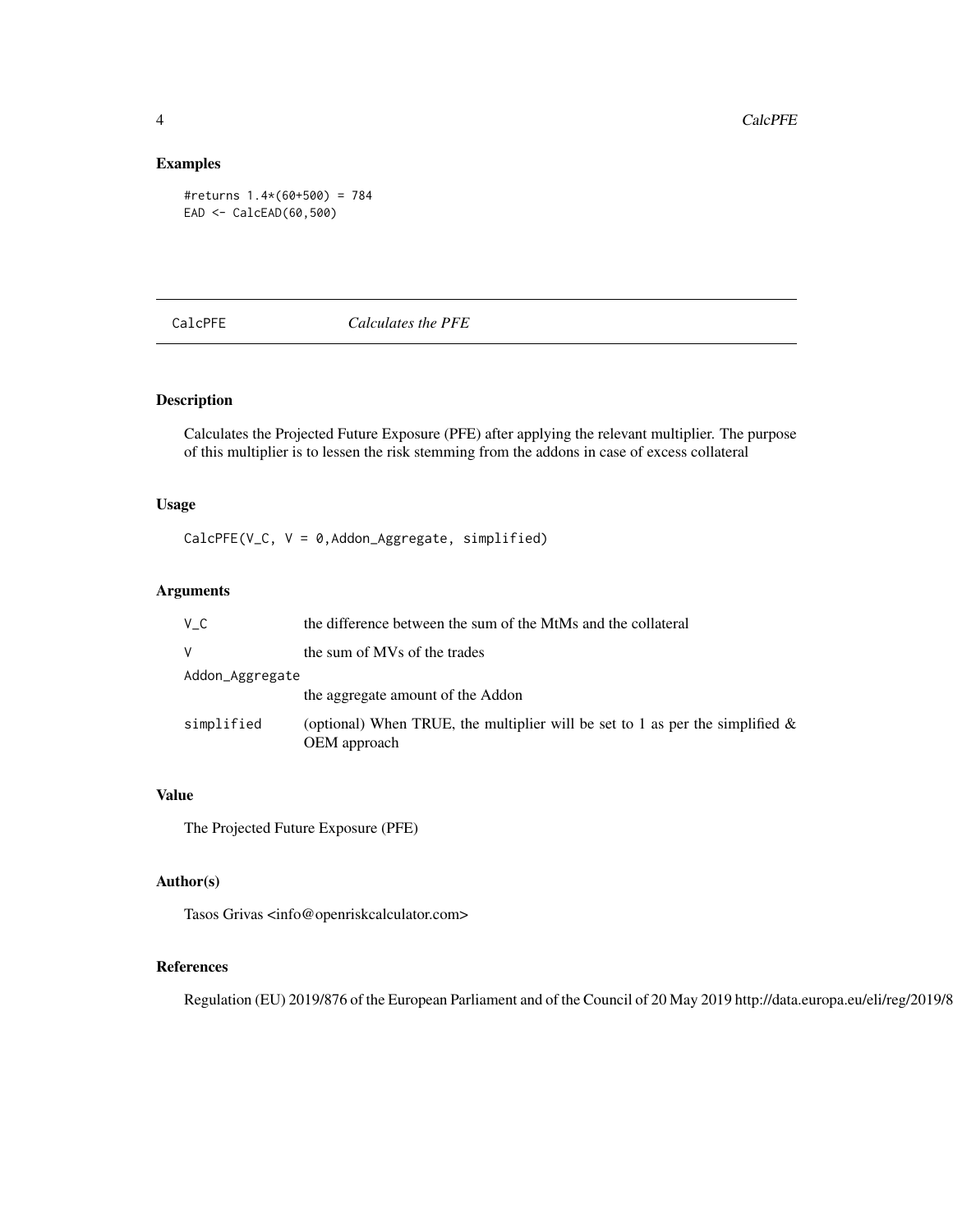## Examples

```
#returns 1.4*(60+500) = 784
EAD <- CalcEAD(60,500)
```

# CalcPFE *Calculates the PFE*

## Description

Calculates the Projected Future Exposure (PFE) after applying the relevant multiplier. The purpose of this multiplier is to lessen the risk stemming from the addons in case of excess collateral

## Usage

```
CalcPFE(V_C, V = 0,Addon_Aggregate, simplified)
```

## Arguments

| | |
|---|---|
| V_C | the difference between the sum of the MtMs and the collateral |
| V | the sum of MVs of the trades |
| Addon_Aggregate | the aggregate amount of the Addon |
| simplified | (optional) When TRUE, the multiplier will be set to 1 as per the simplified & OEM approach |

## Value

The Projected Future Exposure (PFE)

## Author(s)

Tasos Grivas <info@openriskcalculator.com>

## References

Regulation (EU) 2019/876 of the European Parliament and of the Council of 20 May 2019 http://data.europa.eu/eli/reg/2019/8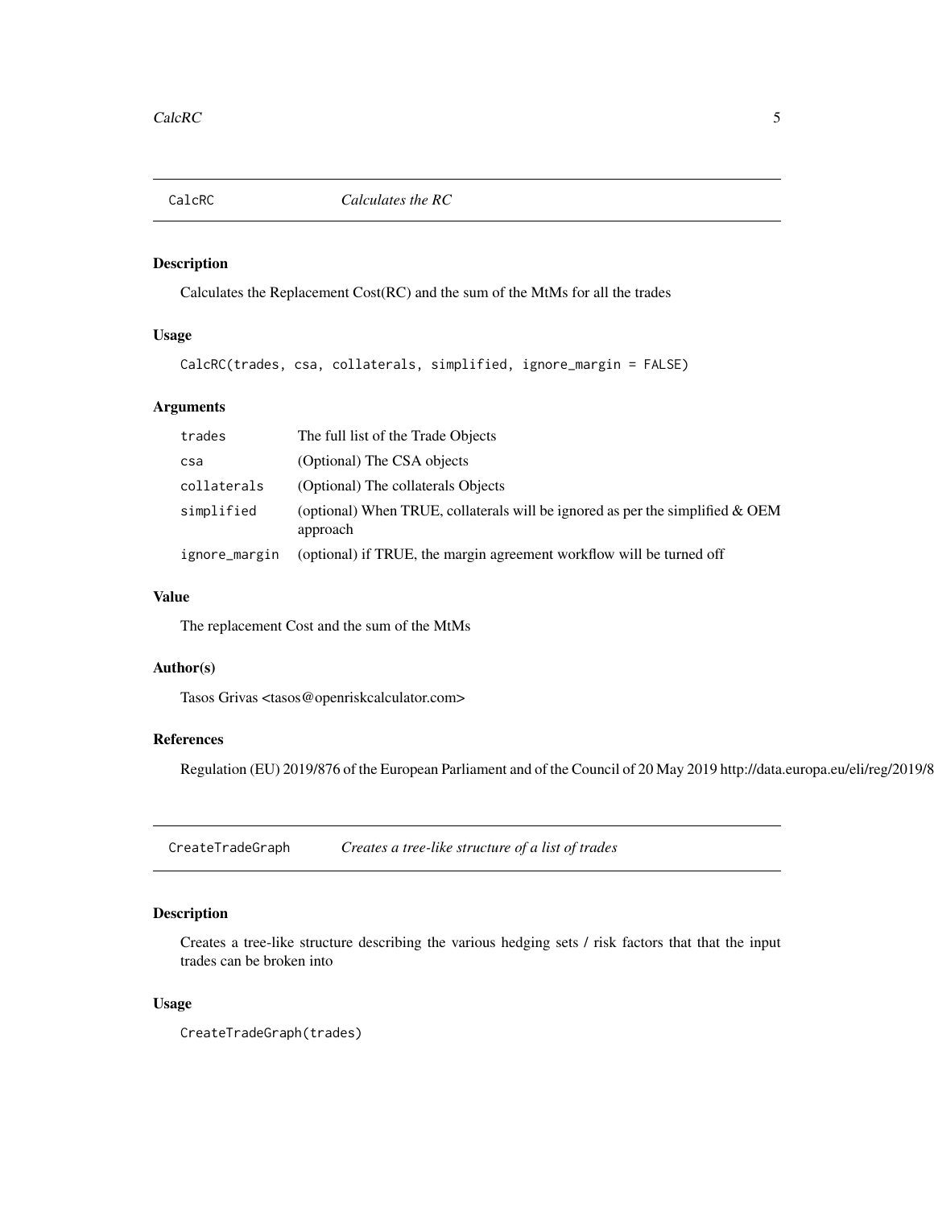## CalcRC *Calculates the RC*

### Description

Calculates the Replacement Cost(RC) and the sum of the MtMs for all the trades

### Usage

```
CalcRC(trades, csa, collaterals, simplified, ignore_margin = FALSE)
```

### Arguments

| | |
|---|---|
| trades | The full list of the Trade Objects |
| csa | (Optional) The CSA objects |
| collaterals | (Optional) The collaterals Objects |
| simplified | (optional) When TRUE, collaterals will be ignored as per the simplified & OEM approach |
| ignore_margin | (optional) if TRUE, the margin agreement workflow will be turned off |

### Value

The replacement Cost and the sum of the MtMs

### Author(s)

Tasos Grivas <tasos@openriskcalculator.com>

### References

Regulation (EU) 2019/876 of the European Parliament and of the Council of 20 May 2019 http://data.europa.eu/eli/reg/2019/8

## CreateTradeGraph *Creates a tree-like structure of a list of trades*

### Description

Creates a tree-like structure describing the various hedging sets / risk factors that that the input trades can be broken into

### Usage

```
CreateTradeGraph(trades)
```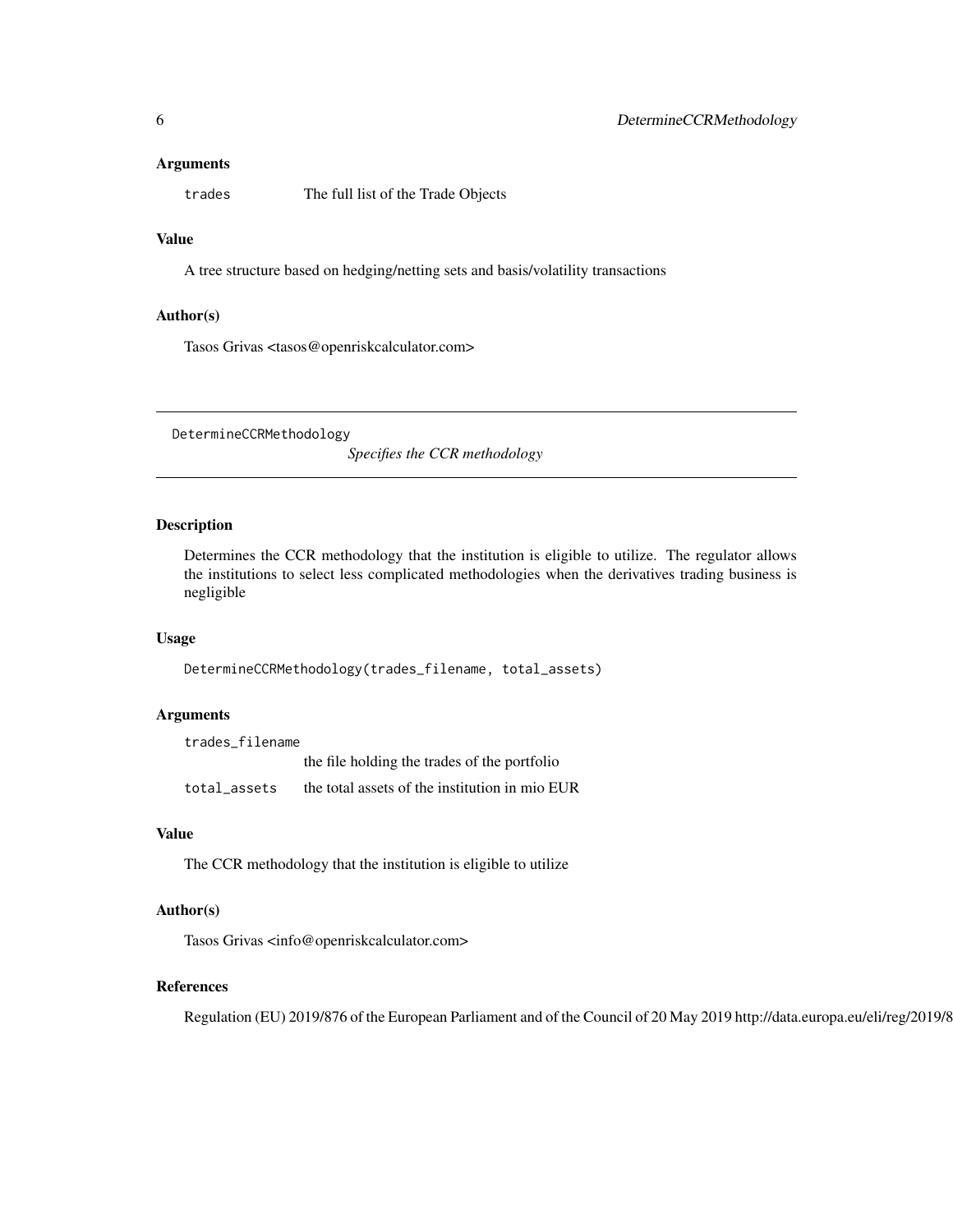### Arguments

trades The full list of the Trade Objects

### Value

A tree structure based on hedging/netting sets and basis/volatility transactions

### Author(s)

Tasos Grivas <tasos@openriskcalculator.com>

---

## DetermineCCRMethodology *Specifies the CCR methodology*

---

### Description

Determines the CCR methodology that the institution is eligible to utilize. The regulator allows the institutions to select less complicated methodologies when the derivatives trading business is negligible

### Usage

```
DetermineCCRMethodology(trades_filename, total_assets)
```

### Arguments

| | |
|---|---|
| trades_filename | the file holding the trades of the portfolio |
| total_assets | the total assets of the institution in mio EUR |

### Value

The CCR methodology that the institution is eligible to utilize

### Author(s)

Tasos Grivas <info@openriskcalculator.com>

### References

Regulation (EU) 2019/876 of the European Parliament and of the Council of 20 May 2019 http://data.europa.eu/eli/reg/2019/8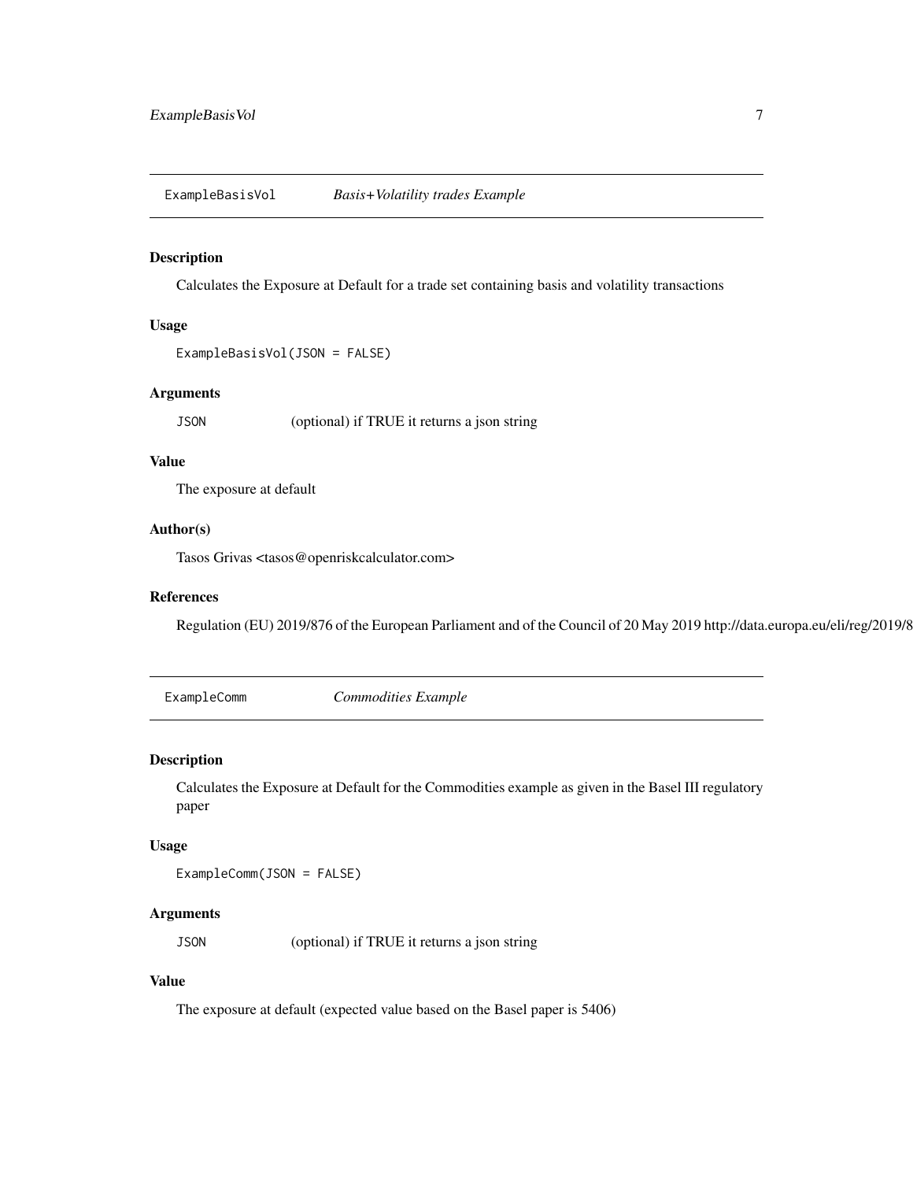## ExampleBasisVol — *Basis+Volatility trades Example*

### Description

Calculates the Exposure at Default for a trade set containing basis and volatility transactions

### Usage

```
ExampleBasisVol(JSON = FALSE)
```

### Arguments

| | |
|---|---|
| JSON | (optional) if TRUE it returns a json string |

### Value

The exposure at default

### Author(s)

Tasos Grivas <tasos@openriskcalculator.com>

### References

Regulation (EU) 2019/876 of the European Parliament and of the Council of 20 May 2019 http://data.europa.eu/eli/reg/2019/8

## ExampleComm — *Commodities Example*

### Description

Calculates the Exposure at Default for the Commodities example as given in the Basel III regulatory paper

### Usage

```
ExampleComm(JSON = FALSE)
```

### Arguments

| | |
|---|---|
| JSON | (optional) if TRUE it returns a json string |

### Value

The exposure at default (expected value based on the Basel paper is 5406)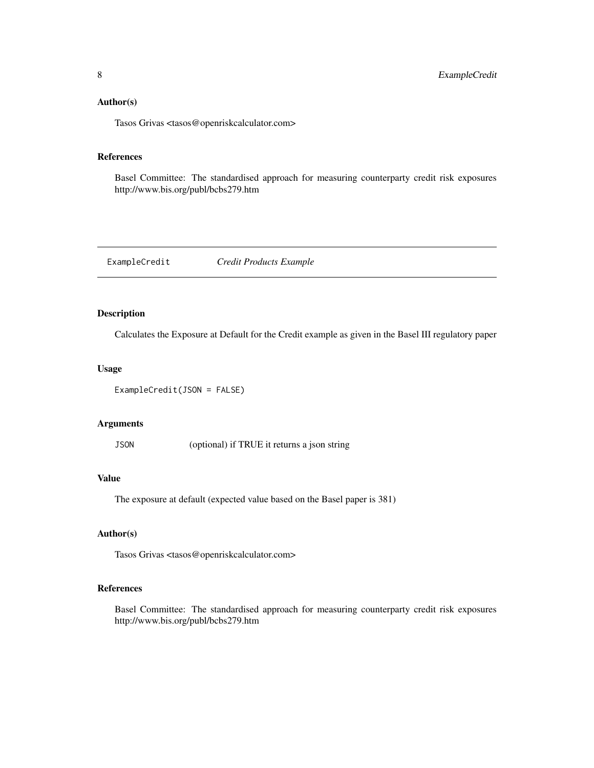### Author(s)

Tasos Grivas <tasos@openriskcalculator.com>

### References

Basel Committee: The standardised approach for measuring counterparty credit risk exposures http://www.bis.org/publ/bcbs279.htm

---

## ExampleCredit *Credit Products Example*

---

### Description

Calculates the Exposure at Default for the Credit example as given in the Basel III regulatory paper

### Usage

```
ExampleCredit(JSON = FALSE)
```

### Arguments

| | |
|---|---|
| JSON | (optional) if TRUE it returns a json string |

### Value

The exposure at default (expected value based on the Basel paper is 381)

### Author(s)

Tasos Grivas <tasos@openriskcalculator.com>

### References

Basel Committee: The standardised approach for measuring counterparty credit risk exposures http://www.bis.org/publ/bcbs279.htm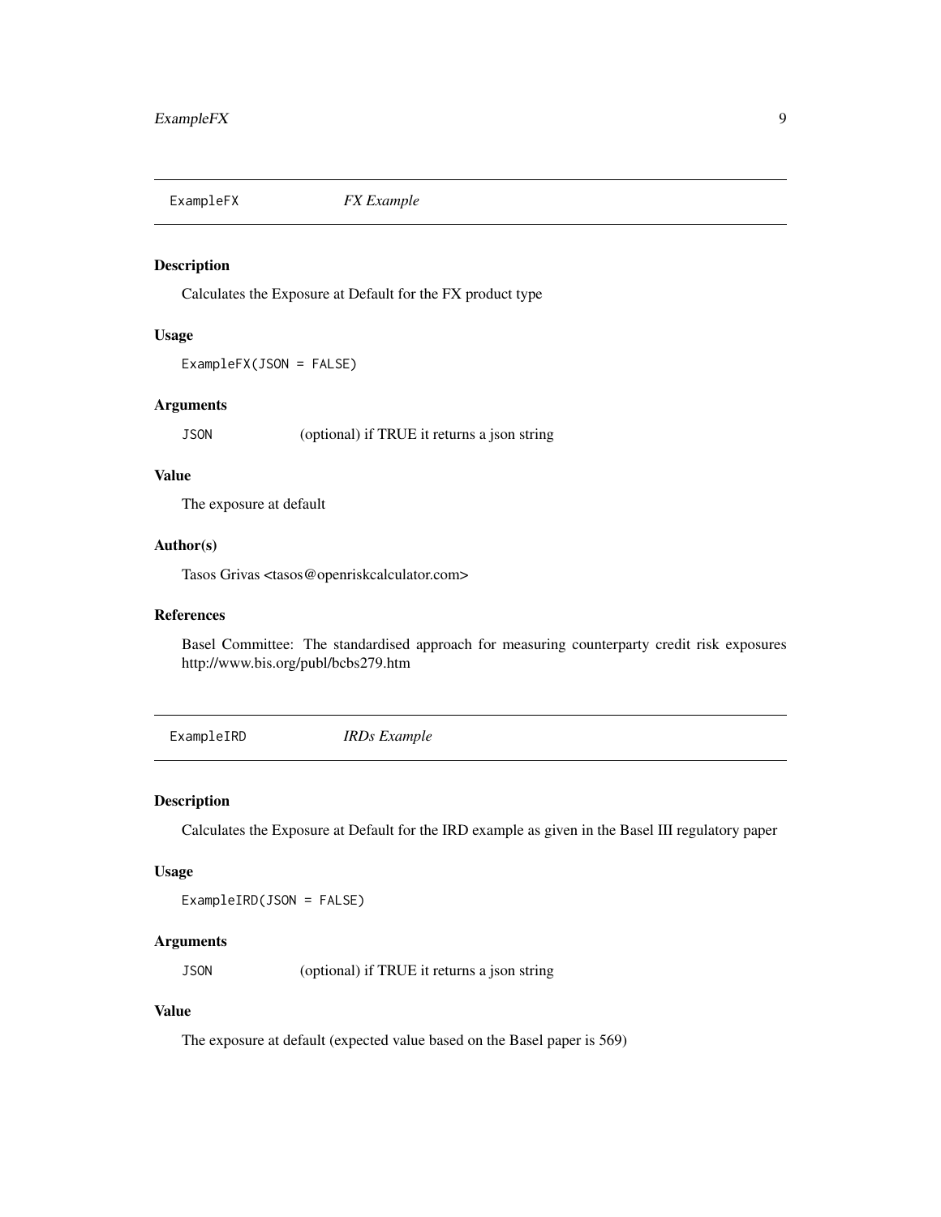## ExampleFX *FX Example*

### Description

Calculates the Exposure at Default for the FX product type

### Usage

```
ExampleFX(JSON = FALSE)
```

### Arguments

| | |
|---|---|
| JSON | (optional) if TRUE it returns a json string |

### Value

The exposure at default

### Author(s)

Tasos Grivas <tasos@openriskcalculator.com>

### References

Basel Committee: The standardised approach for measuring counterparty credit risk exposures http://www.bis.org/publ/bcbs279.htm

## ExampleIRD *IRDs Example*

### Description

Calculates the Exposure at Default for the IRD example as given in the Basel III regulatory paper

### Usage

```
ExampleIRD(JSON = FALSE)
```

### Arguments

| | |
|---|---|
| JSON | (optional) if TRUE it returns a json string |

### Value

The exposure at default (expected value based on the Basel paper is 569)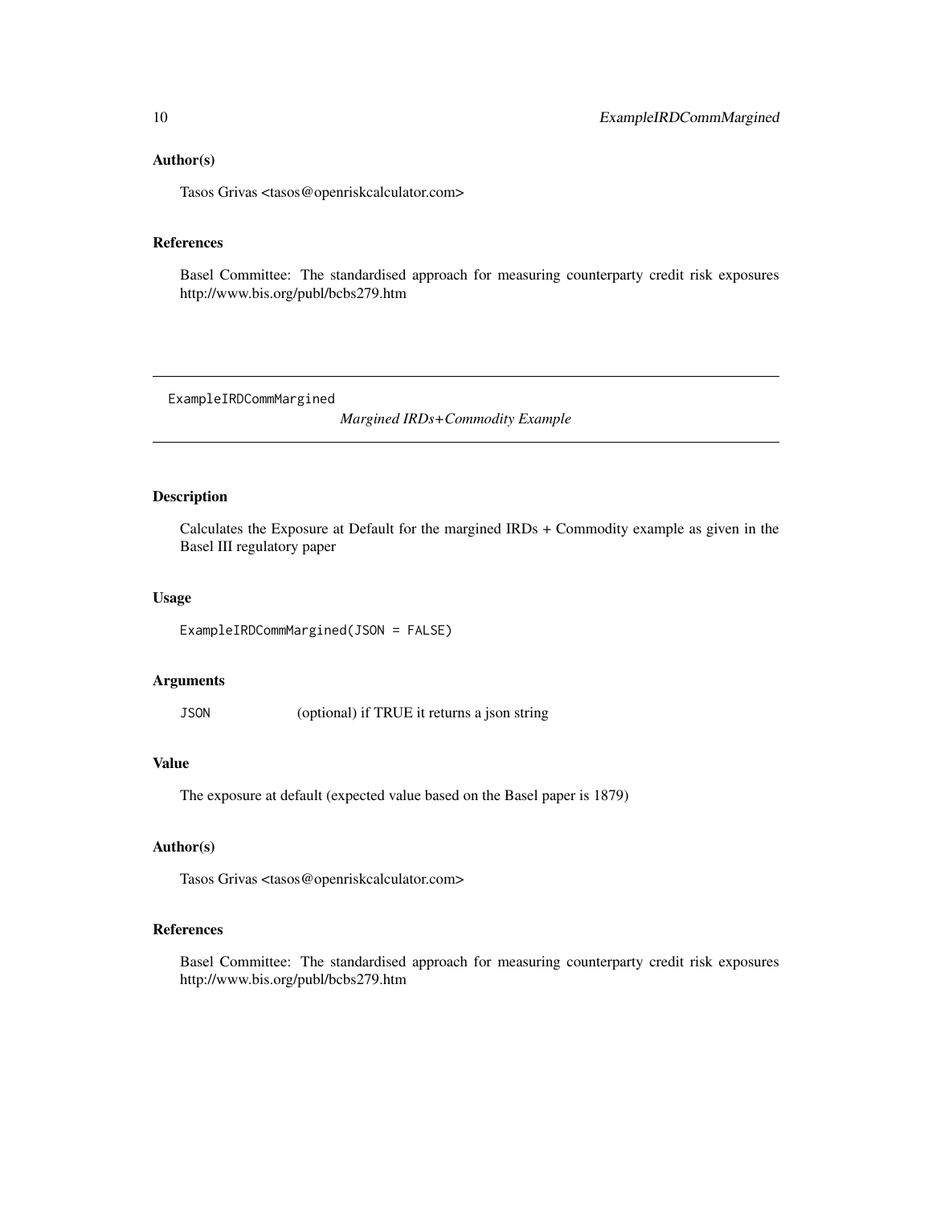## Author(s)

Tasos Grivas <tasos@openriskcalculator.com>

## References

Basel Committee: The standardised approach for measuring counterparty credit risk exposures http://www.bis.org/publ/bcbs279.htm

---

# ExampleIRDCommMargined

*Margined IRDs+Commodity Example*

---

## Description

Calculates the Exposure at Default for the margined IRDs + Commodity example as given in the Basel III regulatory paper

## Usage

```
ExampleIRDCommMargined(JSON = FALSE)
```

## Arguments

| | |
|---|---|
| JSON | (optional) if TRUE it returns a json string |

## Value

The exposure at default (expected value based on the Basel paper is 1879)

## Author(s)

Tasos Grivas <tasos@openriskcalculator.com>

## References

Basel Committee: The standardised approach for measuring counterparty credit risk exposures http://www.bis.org/publ/bcbs279.htm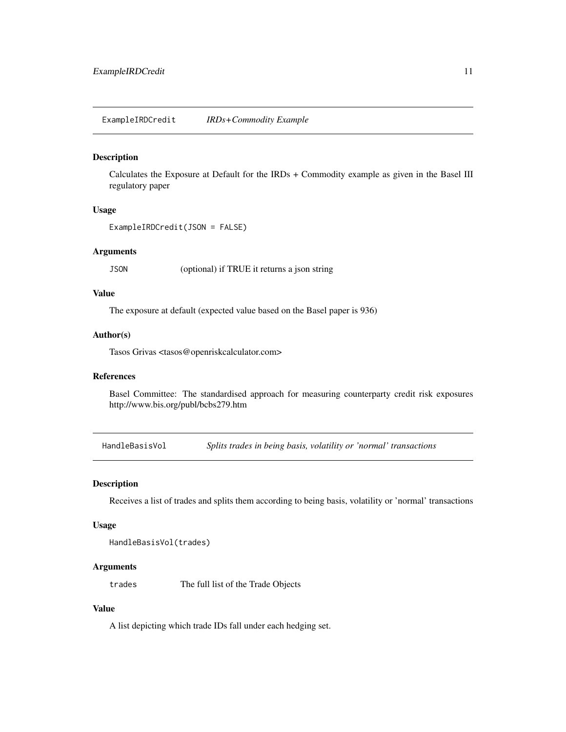## ExampleIRDCredit *IRDs+Commodity Example*

### Description

Calculates the Exposure at Default for the IRDs + Commodity example as given in the Basel III regulatory paper

### Usage

```
ExampleIRDCredit(JSON = FALSE)
```

### Arguments

| | |
|---|---|
| JSON | (optional) if TRUE it returns a json string |

### Value

The exposure at default (expected value based on the Basel paper is 936)

### Author(s)

Tasos Grivas <tasos@openriskcalculator.com>

### References

Basel Committee: The standardised approach for measuring counterparty credit risk exposures http://www.bis.org/publ/bcbs279.htm

## HandleBasisVol *Splits trades in being basis, volatility or 'normal' transactions*

### Description

Receives a list of trades and splits them according to being basis, volatility or 'normal' transactions

### Usage

```
HandleBasisVol(trades)
```

### Arguments

| | |
|---|---|
| trades | The full list of the Trade Objects |

### Value

A list depicting which trade IDs fall under each hedging set.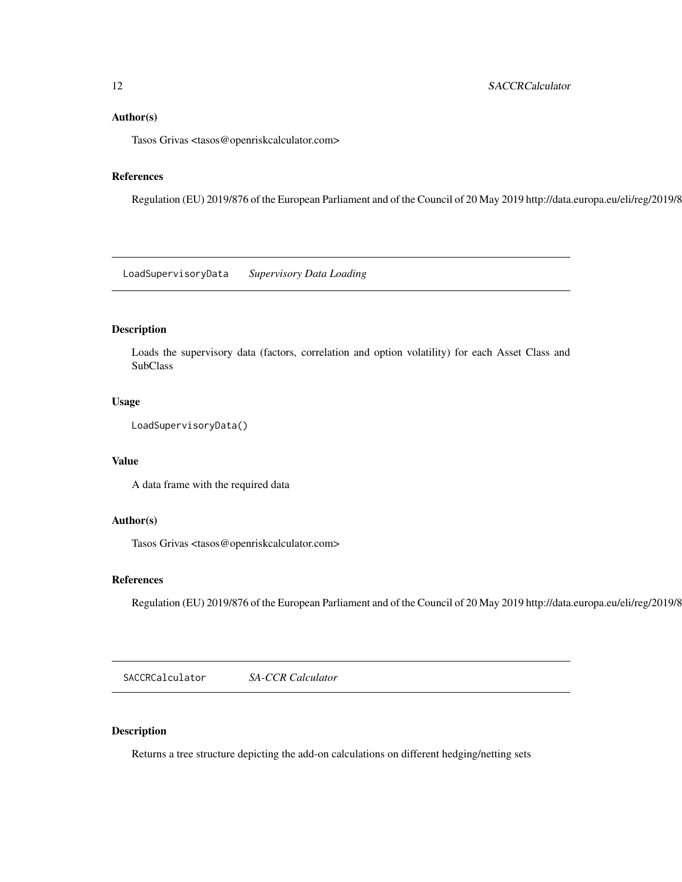## Author(s)

Tasos Grivas <tasos@openriskcalculator.com>

## References

Regulation (EU) 2019/876 of the European Parliament and of the Council of 20 May 2019 http://data.europa.eu/eli/reg/2019/8

---

`LoadSupervisoryData` *Supervisory Data Loading*

---

## Description

Loads the supervisory data (factors, correlation and option volatility) for each Asset Class and SubClass

## Usage

```
LoadSupervisoryData()
```

## Value

A data frame with the required data

## Author(s)

Tasos Grivas <tasos@openriskcalculator.com>

## References

Regulation (EU) 2019/876 of the European Parliament and of the Council of 20 May 2019 http://data.europa.eu/eli/reg/2019/8

---

`SACCRCalculator` *SA-CCR Calculator*

---

## Description

Returns a tree structure depicting the add-on calculations on different hedging/netting sets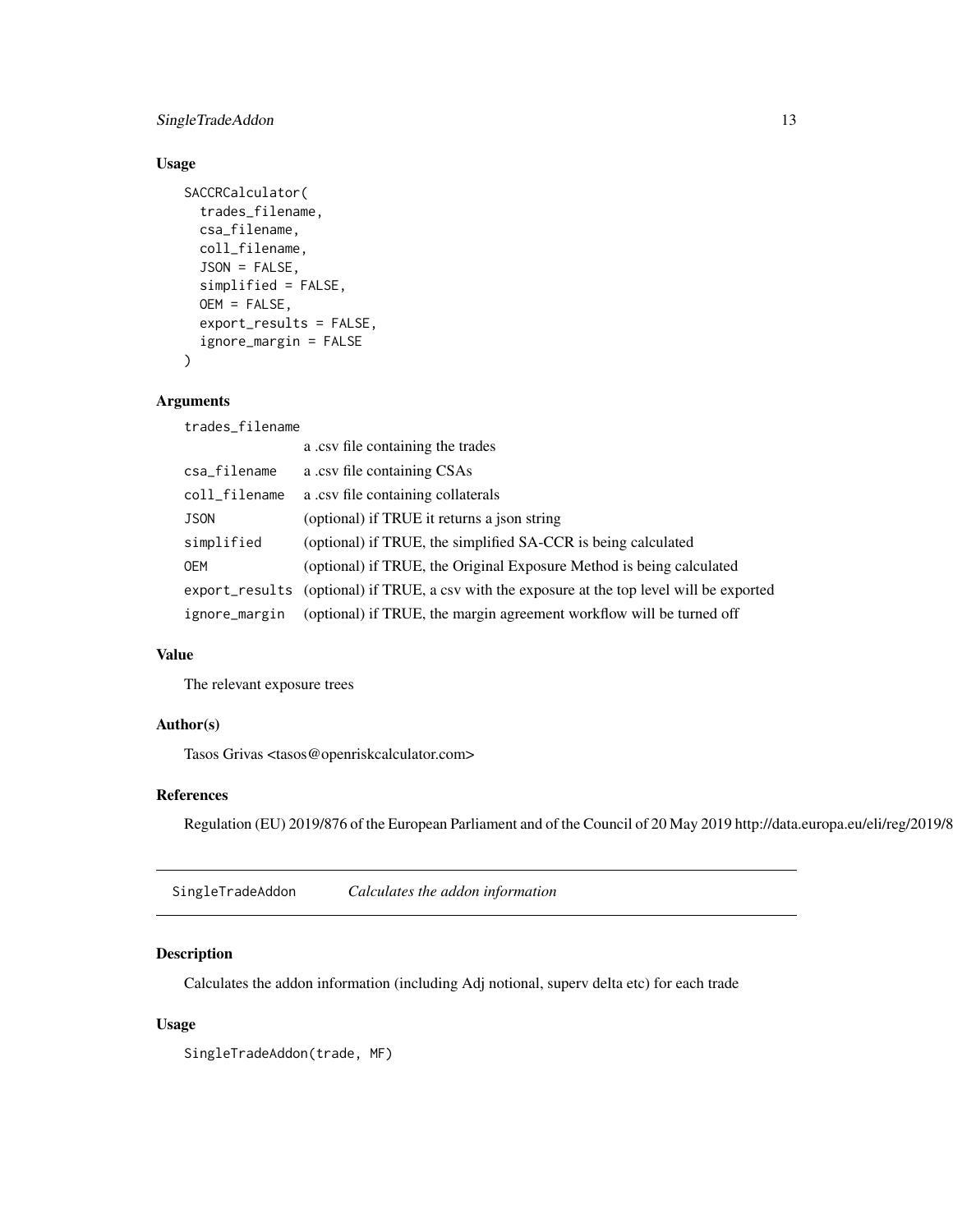### Usage

```
SACCRCalculator(
  trades_filename,
  csa_filename,
  coll_filename,
  JSON = FALSE,
  simplified = FALSE,
  OEM = FALSE,
  export_results = FALSE,
  ignore_margin = FALSE
)
```

### Arguments

| | |
|---|---|
| `trades_filename` | a .csv file containing the trades |
| `csa_filename` | a .csv file containing CSAs |
| `coll_filename` | a .csv file containing collaterals |
| `JSON` | (optional) if TRUE it returns a json string |
| `simplified` | (optional) if TRUE, the simplified SA-CCR is being calculated |
| `OEM` | (optional) if TRUE, the Original Exposure Method is being calculated |
| `export_results` | (optional) if TRUE, a csv with the exposure at the top level will be exported |
| `ignore_margin` | (optional) if TRUE, the margin agreement workflow will be turned off |

### Value

The relevant exposure trees

### Author(s)

Tasos Grivas <tasos@openriskcalculator.com>

### References

Regulation (EU) 2019/876 of the European Parliament and of the Council of 20 May 2019 http://data.europa.eu/eli/reg/2019/8

---

## SingleTradeAddon *Calculates the addon information*

### Description

Calculates the addon information (including Adj notional, superv delta etc) for each trade

### Usage

```
SingleTradeAddon(trade, MF)
```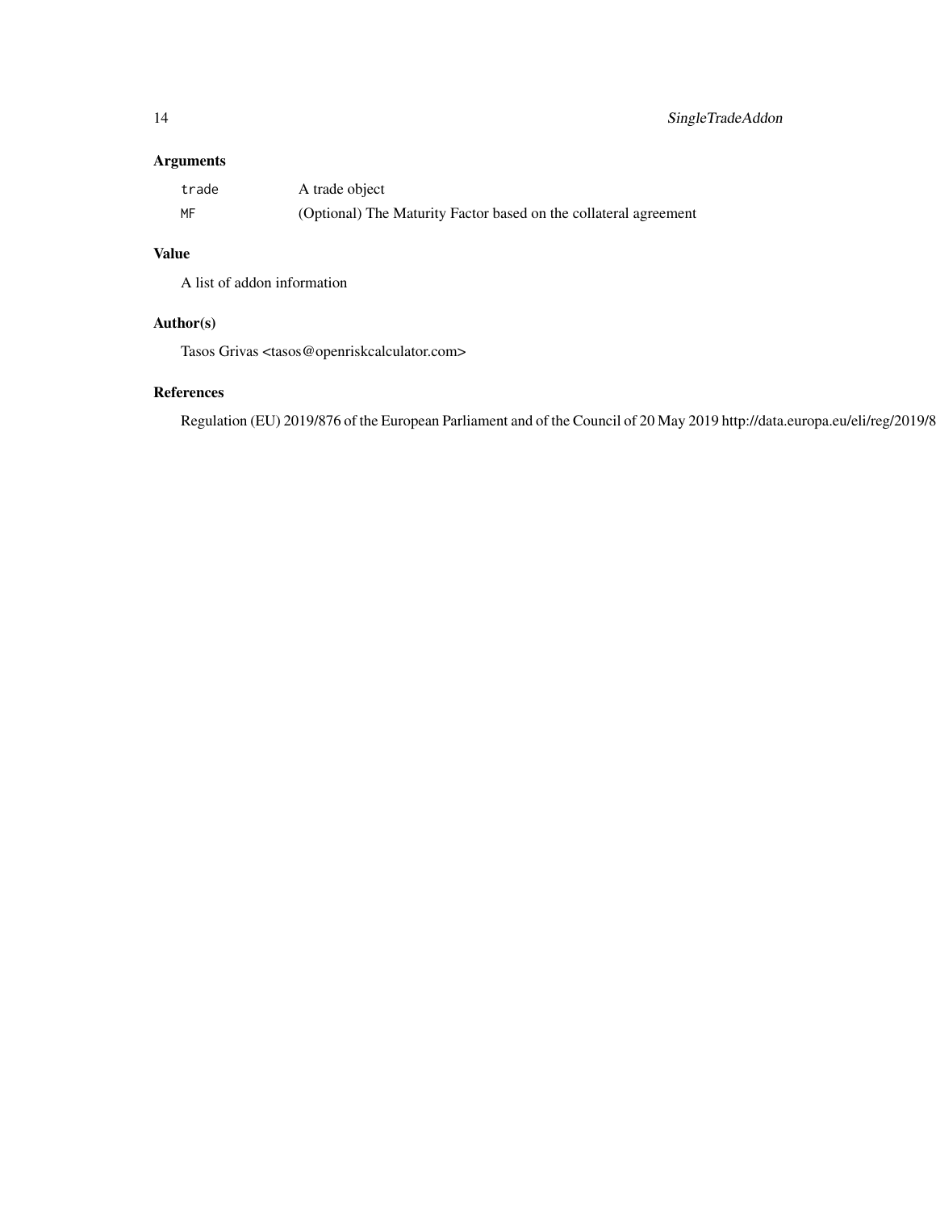## Arguments

| | |
|---|---|
| trade | A trade object |
| MF | (Optional) The Maturity Factor based on the collateral agreement |

## Value

A list of addon information

## Author(s)

Tasos Grivas <tasos@openriskcalculator.com>

## References

Regulation (EU) 2019/876 of the European Parliament and of the Council of 20 May 2019 http://data.europa.eu/eli/reg/2019/8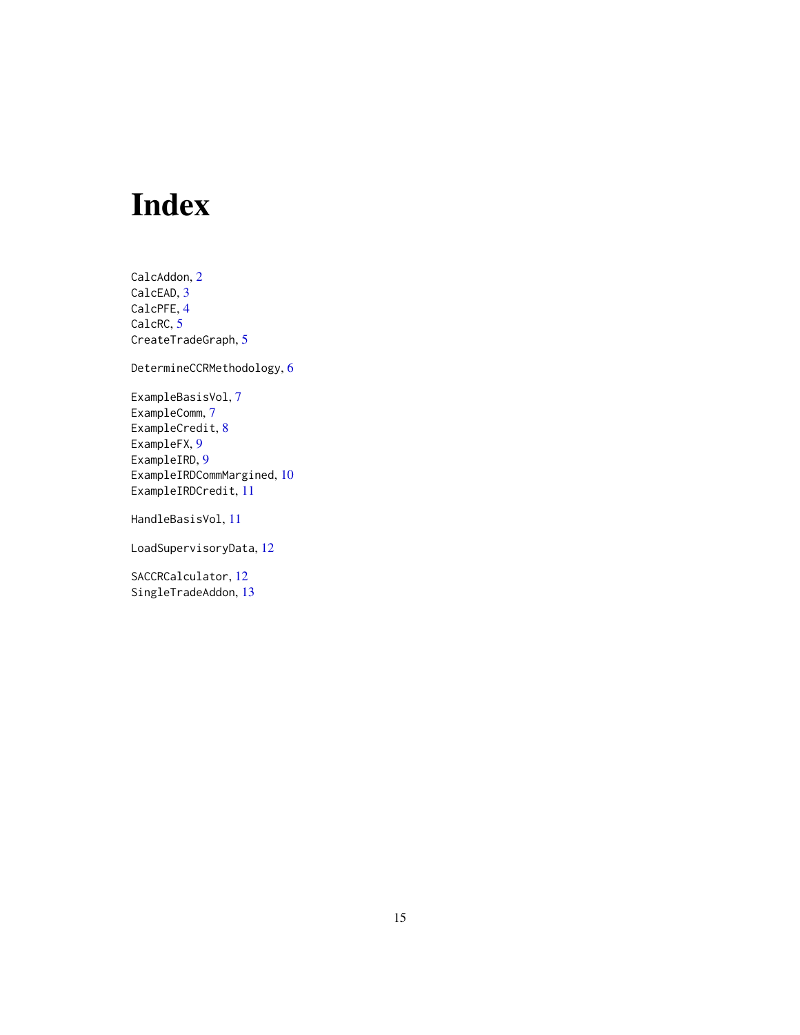# Index

CalcAddon, 2
CalcEAD, 3
CalcPFE, 4
CalcRC, 5
CreateTradeGraph, 5

DetermineCCRMethodology, 6

ExampleBasisVol, 7
ExampleComm, 7
ExampleCredit, 8
ExampleFX, 9
ExampleIRD, 9
ExampleIRDCommMargined, 10
ExampleIRDCredit, 11

HandleBasisVol, 11

LoadSupervisoryData, 12

SACCRCalculator, 12
SingleTradeAddon, 13